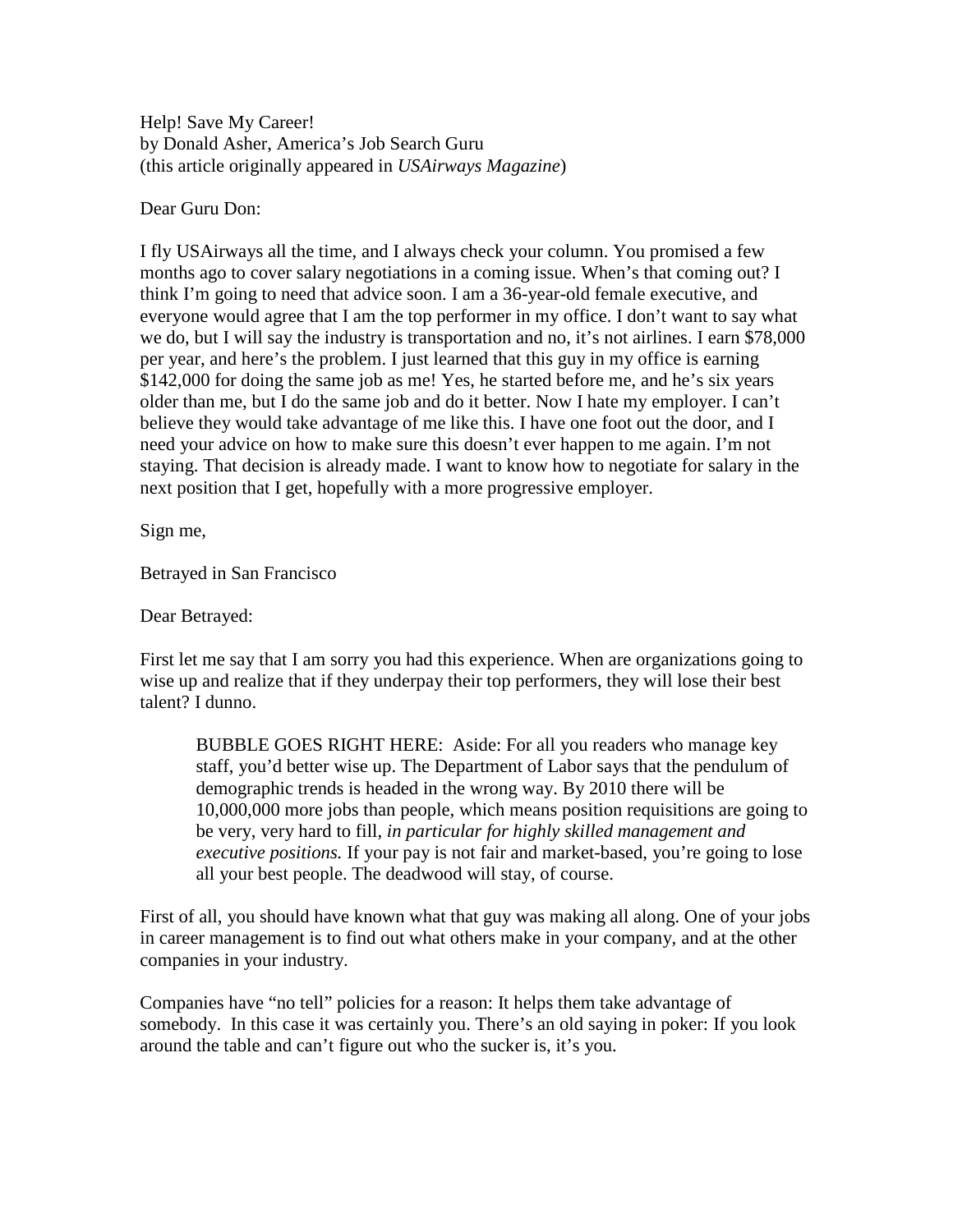Help! Save My Career!
by Donald Asher, America's Job Search Guru
(this article originally appeared in *USAirways Magazine*)

Dear Guru Don:

I fly USAirways all the time, and I always check your column. You promised a few months ago to cover salary negotiations in a coming issue. When's that coming out? I think I'm going to need that advice soon. I am a 36-year-old female executive, and everyone would agree that I am the top performer in my office. I don't want to say what we do, but I will say the industry is transportation and no, it's not airlines. I earn $78,000 per year, and here's the problem. I just learned that this guy in my office is earning $142,000 for doing the same job as me! Yes, he started before me, and he's six years older than me, but I do the same job and do it better. Now I hate my employer. I can't believe they would take advantage of me like this. I have one foot out the door, and I need your advice on how to make sure this doesn't ever happen to me again. I'm not staying. That decision is already made. I want to know how to negotiate for salary in the next position that I get, hopefully with a more progressive employer.

Sign me,

Betrayed in San Francisco

Dear Betrayed:

First let me say that I am sorry you had this experience. When are organizations going to wise up and realize that if they underpay their top performers, they will lose their best talent? I dunno.

> BUBBLE GOES RIGHT HERE: Aside: For all you readers who manage key staff, you'd better wise up. The Department of Labor says that the pendulum of demographic trends is headed in the wrong way. By 2010 there will be 10,000,000 more jobs than people, which means position requisitions are going to be very, very hard to fill, *in particular for highly skilled management and executive positions.* If your pay is not fair and market-based, you're going to lose all your best people. The deadwood will stay, of course.

First of all, you should have known what that guy was making all along. One of your jobs in career management is to find out what others make in your company, and at the other companies in your industry.

Companies have "no tell" policies for a reason: It helps them take advantage of somebody. In this case it was certainly you. There's an old saying in poker: If you look around the table and can't figure out who the sucker is, it's you.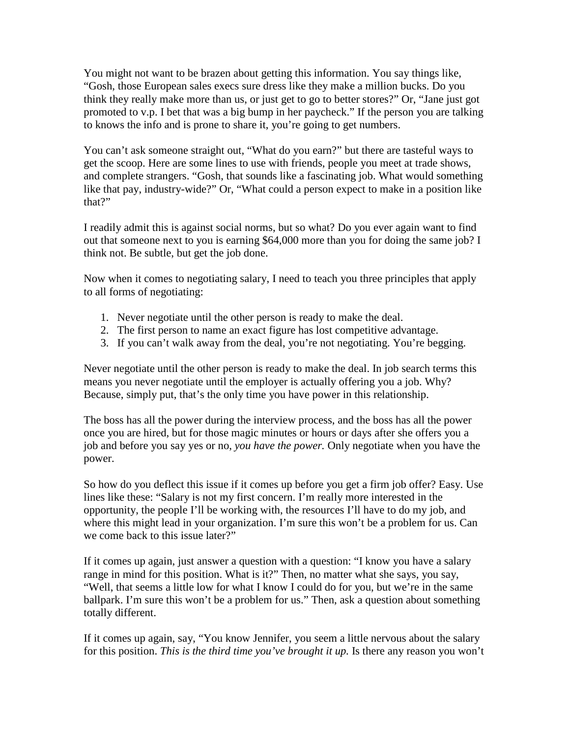You might not want to be brazen about getting this information. You say things like, "Gosh, those European sales execs sure dress like they make a million bucks. Do you think they really make more than us, or just get to go to better stores?" Or, "Jane just got promoted to v.p. I bet that was a big bump in her paycheck." If the person you are talking to knows the info and is prone to share it, you're going to get numbers.

You can't ask someone straight out, "What do you earn?" but there are tasteful ways to get the scoop. Here are some lines to use with friends, people you meet at trade shows, and complete strangers. "Gosh, that sounds like a fascinating job. What would something like that pay, industry-wide?" Or, "What could a person expect to make in a position like that?"

I readily admit this is against social norms, but so what? Do you ever again want to find out that someone next to you is earning $64,000 more than you for doing the same job? I think not. Be subtle, but get the job done.

Now when it comes to negotiating salary, I need to teach you three principles that apply to all forms of negotiating:

1. Never negotiate until the other person is ready to make the deal.
2. The first person to name an exact figure has lost competitive advantage.
3. If you can't walk away from the deal, you're not negotiating. You're begging.

Never negotiate until the other person is ready to make the deal. In job search terms this means you never negotiate until the employer is actually offering you a job. Why? Because, simply put, that's the only time you have power in this relationship.

The boss has all the power during the interview process, and the boss has all the power once you are hired, but for those magic minutes or hours or days after she offers you a job and before you say yes or no, *you have the power.* Only negotiate when you have the power.

So how do you deflect this issue if it comes up before you get a firm job offer? Easy. Use lines like these: "Salary is not my first concern. I'm really more interested in the opportunity, the people I'll be working with, the resources I'll have to do my job, and where this might lead in your organization. I'm sure this won't be a problem for us. Can we come back to this issue later?"

If it comes up again, just answer a question with a question: "I know you have a salary range in mind for this position. What is it?" Then, no matter what she says, you say, "Well, that seems a little low for what I know I could do for you, but we're in the same ballpark. I'm sure this won't be a problem for us." Then, ask a question about something totally different.

If it comes up again, say, "You know Jennifer, you seem a little nervous about the salary for this position. *This is the third time you've brought it up.* Is there any reason you won't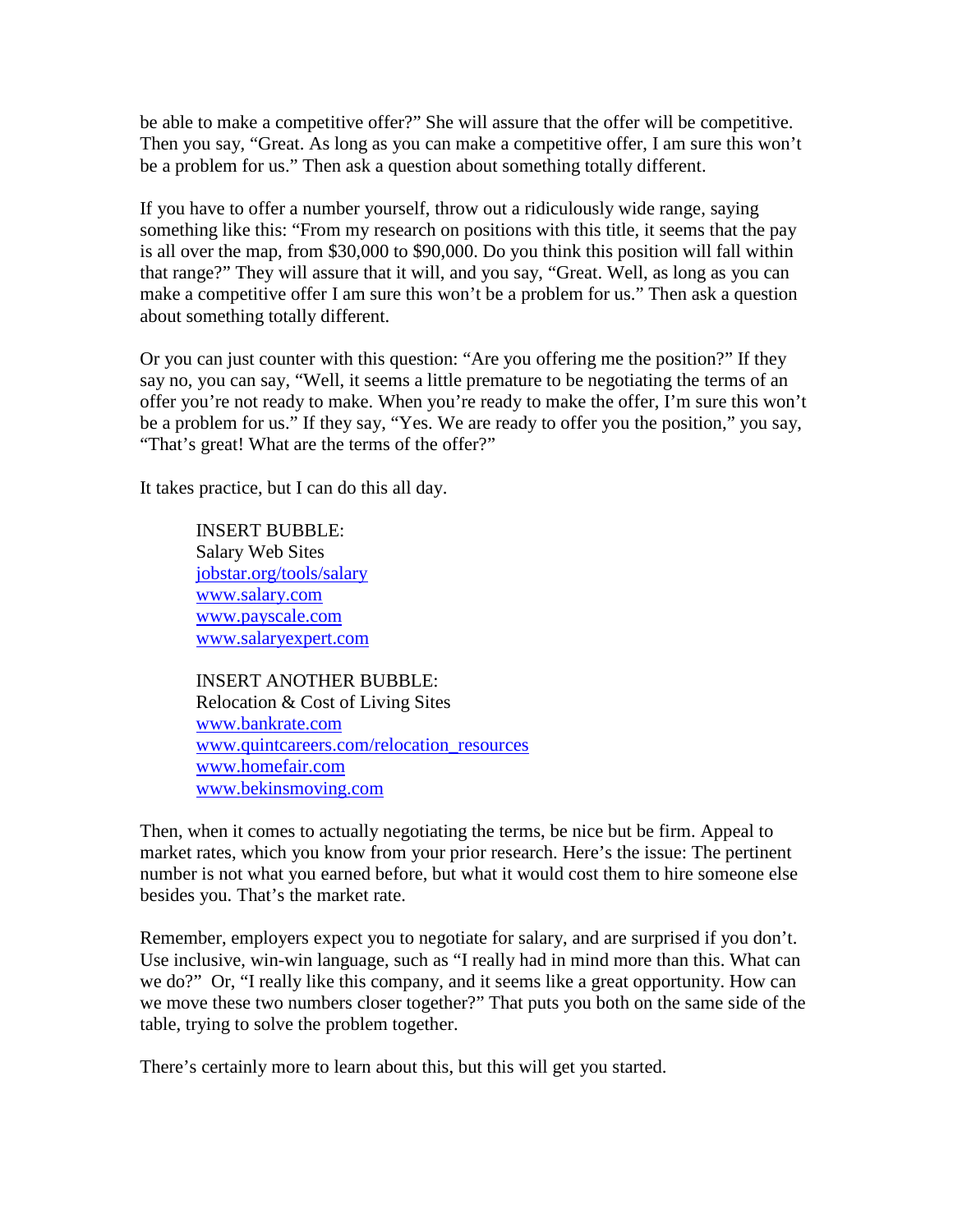be able to make a competitive offer?" She will assure that the offer will be competitive. Then you say, "Great. As long as you can make a competitive offer, I am sure this won't be a problem for us." Then ask a question about something totally different.

If you have to offer a number yourself, throw out a ridiculously wide range, saying something like this: "From my research on positions with this title, it seems that the pay is all over the map, from $30,000 to $90,000. Do you think this position will fall within that range?" They will assure that it will, and you say, "Great. Well, as long as you can make a competitive offer I am sure this won't be a problem for us." Then ask a question about something totally different.

Or you can just counter with this question: "Are you offering me the position?" If they say no, you can say, "Well, it seems a little premature to be negotiating the terms of an offer you're not ready to make. When you're ready to make the offer, I'm sure this won't be a problem for us." If they say, "Yes. We are ready to offer you the position," you say, "That's great! What are the terms of the offer?"

It takes practice, but I can do this all day.

> INSERT BUBBLE:
> Salary Web Sites
> jobstar.org/tools/salary
> www.salary.com
> www.payscale.com
> www.salaryexpert.com

> INSERT ANOTHER BUBBLE:
> Relocation & Cost of Living Sites
> www.bankrate.com
> www.quintcareers.com/relocation_resources
> www.homefair.com
> www.bekinsmoving.com

Then, when it comes to actually negotiating the terms, be nice but be firm. Appeal to market rates, which you know from your prior research. Here's the issue: The pertinent number is not what you earned before, but what it would cost them to hire someone else besides you. That's the market rate.

Remember, employers expect you to negotiate for salary, and are surprised if you don't. Use inclusive, win-win language, such as "I really had in mind more than this. What can we do?" Or, "I really like this company, and it seems like a great opportunity. How can we move these two numbers closer together?" That puts you both on the same side of the table, trying to solve the problem together.

There's certainly more to learn about this, but this will get you started.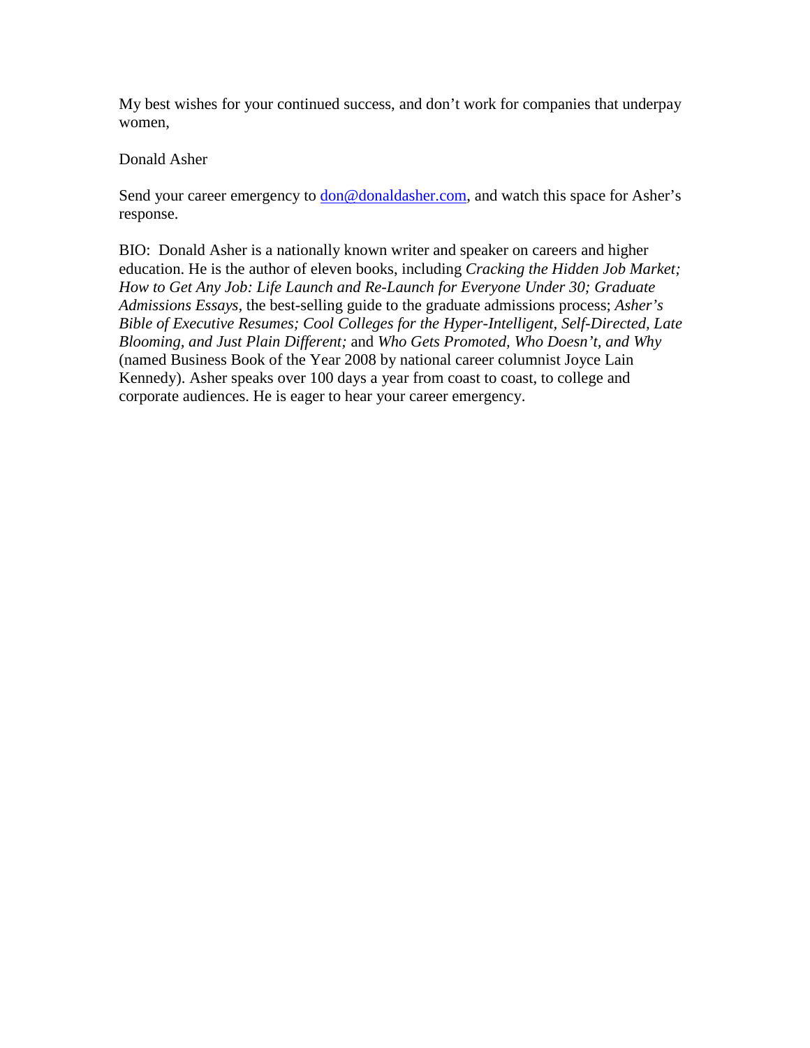My best wishes for your continued success, and don't work for companies that underpay women,

Donald Asher

Send your career emergency to [don@donaldasher.com](mailto:don@donaldasher.com), and watch this space for Asher's response.

BIO: Donald Asher is a nationally known writer and speaker on careers and higher education. He is the author of eleven books, including *Cracking the Hidden Job Market; How to Get Any Job: Life Launch and Re-Launch for Everyone Under 30; Graduate Admissions Essays*, the best-selling guide to the graduate admissions process; *Asher's Bible of Executive Resumes; Cool Colleges for the Hyper-Intelligent, Self-Directed, Late Blooming, and Just Plain Different;* and *Who Gets Promoted, Who Doesn't, and Why* (named Business Book of the Year 2008 by national career columnist Joyce Lain Kennedy). Asher speaks over 100 days a year from coast to coast, to college and corporate audiences. He is eager to hear your career emergency.